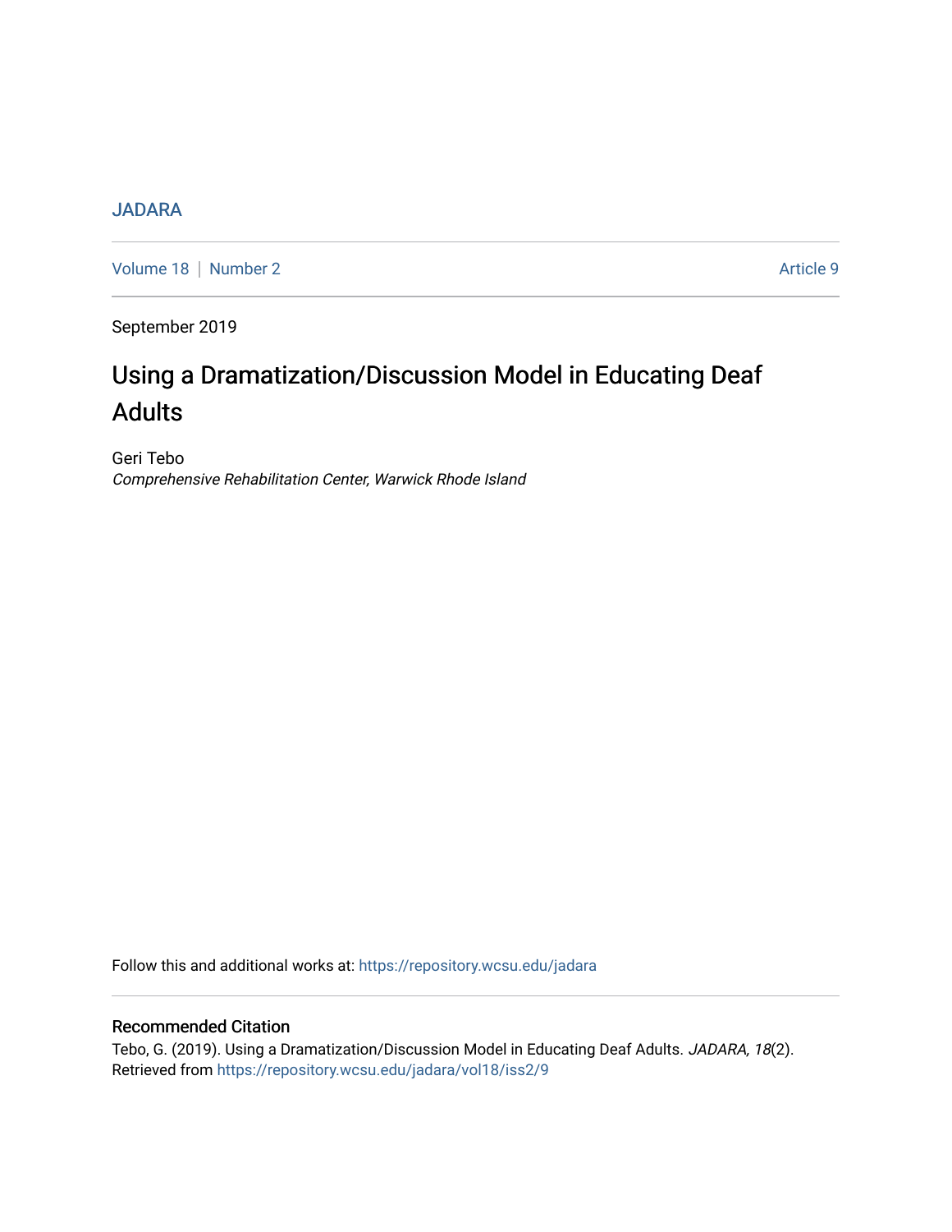JADARA

Volume 18 | Number 2 | Article 9

September 2019

# Using a Dramatization/Discussion Model in Educating Deaf Adults

Geri Tebo
*Comprehensive Rehabilitation Center, Warwick Rhode Island*

Follow this and additional works at: https://repository.wcsu.edu/jadara

## Recommended Citation

Tebo, G. (2019). Using a Dramatization/Discussion Model in Educating Deaf Adults. *JADARA, 18*(2). Retrieved from https://repository.wcsu.edu/jadara/vol18/iss2/9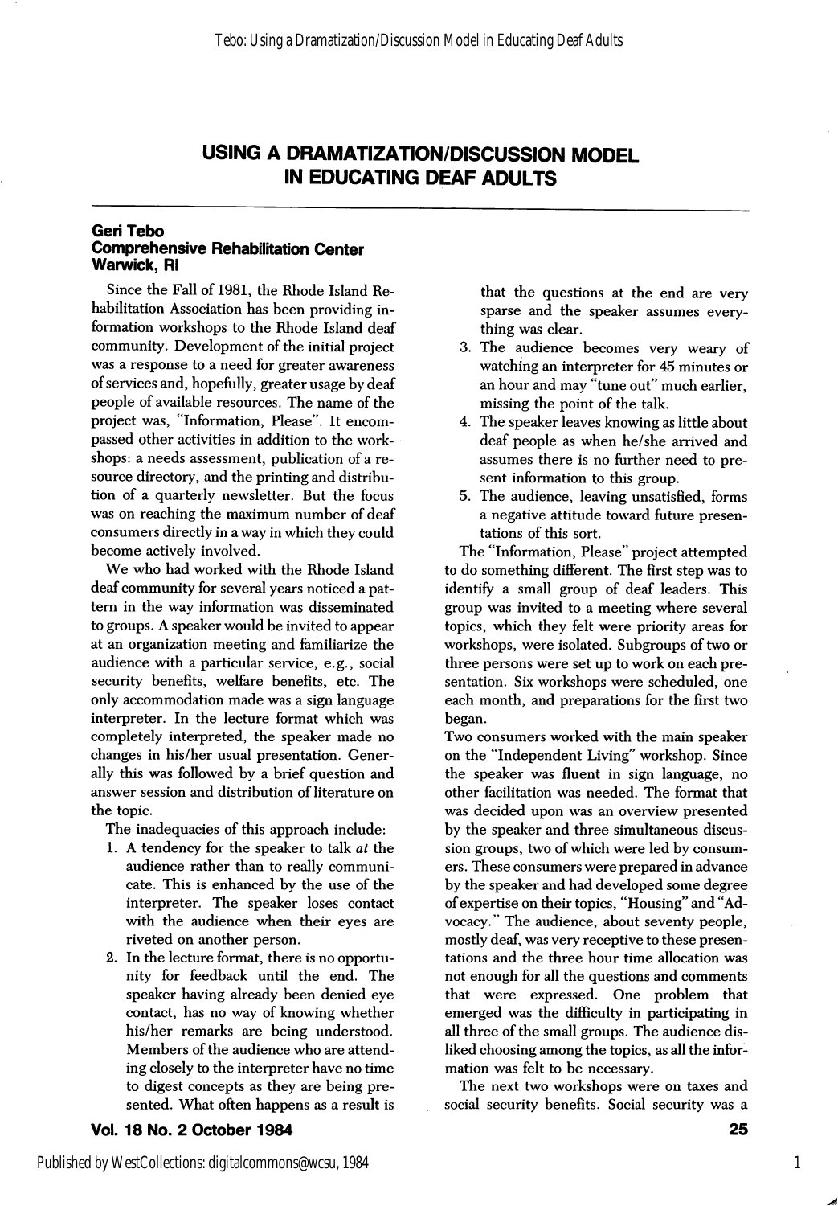# USING A DRAMATIZATION/DISCUSSION MODEL IN EDUCATING DEAF ADULTS

**Geri Tebo**
**Comprehensive Rehabilitation Center**
**Warwick, RI**

Since the Fall of 1981, the Rhode Island Rehabilitation Association has been providing information workshops to the Rhode Island deaf community. Development of the initial project was a response to a need for greater awareness of services and, hopefully, greater usage by deaf people of available resources. The name of the project was, "Information, Please". It encompassed other activities in addition to the workshops: a needs assessment, publication of a resource directory, and the printing and distribution of a quarterly newsletter. But the focus was on reaching the maximum number of deaf consumers directly in a way in which they could become actively involved.

We who had worked with the Rhode Island deaf community for several years noticed a pattern in the way information was disseminated to groups. A speaker would be invited to appear at an organization meeting and familiarize the audience with a particular service, e.g., social security benefits, welfare benefits, etc. The only accommodation made was a sign language interpreter. In the lecture format which was completely interpreted, the speaker made no changes in his/her usual presentation. Generally this was followed by a brief question and answer session and distribution of literature on the topic.

The inadequacies of this approach include:

1. A tendency for the speaker to talk *at* the audience rather than to really communicate. This is enhanced by the use of the interpreter. The speaker loses contact with the audience when their eyes are riveted on another person.
2. In the lecture format, there is no opportunity for feedback until the end. The speaker having already been denied eye contact, has no way of knowing whether his/her remarks are being understood. Members of the audience who are attending closely to the interpreter have no time to digest concepts as they are being presented. What often happens as a result is that the questions at the end are very sparse and the speaker assumes everything was clear.
3. The audience becomes very weary of watching an interpreter for 45 minutes or an hour and may "tune out" much earlier, missing the point of the talk.
4. The speaker leaves knowing as little about deaf people as when he/she arrived and assumes there is no further need to present information to this group.
5. The audience, leaving unsatisfied, forms a negative attitude toward future presentations of this sort.

The "Information, Please" project attempted to do something different. The first step was to identify a small group of deaf leaders. This group was invited to a meeting where several topics, which they felt were priority areas for workshops, were isolated. Subgroups of two or three persons were set up to work on each presentation. Six workshops were scheduled, one each month, and preparations for the first two began.

Two consumers worked with the main speaker on the "Independent Living" workshop. Since the speaker was fluent in sign language, no other facilitation was needed. The format that was decided upon was an overview presented by the speaker and three simultaneous discussion groups, two of which were led by consumers. These consumers were prepared in advance by the speaker and had developed some degree of expertise on their topics, "Housing" and "Advocacy." The audience, about seventy people, mostly deaf, was very receptive to these presentations and the three hour time allocation was not enough for all the questions and comments that were expressed. One problem that emerged was the difficulty in participating in all three of the small groups. The audience disliked choosing among the topics, as all the information was felt to be necessary.

The next two workshops were on taxes and social security benefits. Social security was a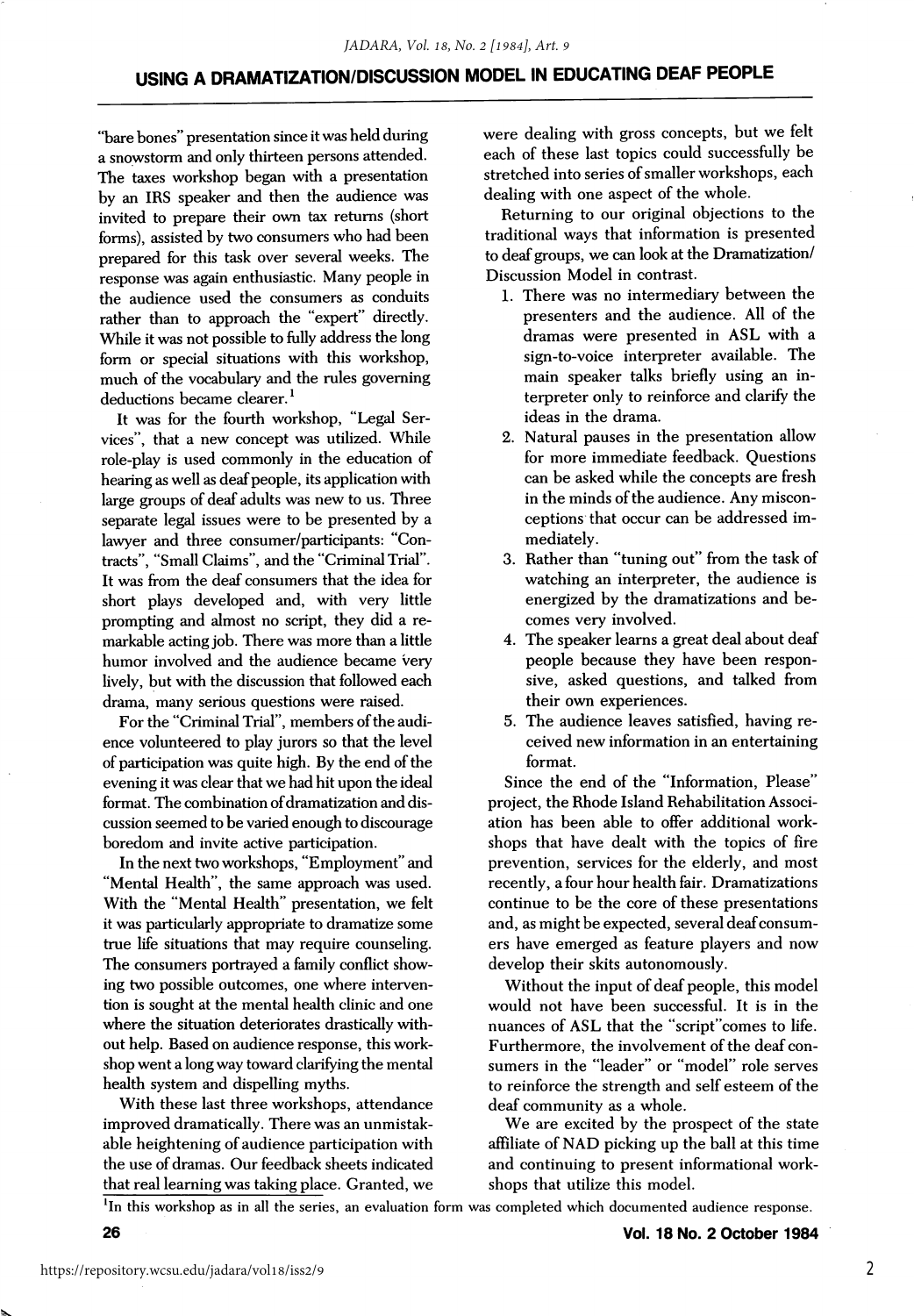"bare bones" presentation since it was held during a snowstorm and only thirteen persons attended. The taxes workshop began with a presentation by an IRS speaker and then the audience was invited to prepare their own tax returns (short forms), assisted by two consumers who had been prepared for this task over several weeks. The response was again enthusiastic. Many people in the audience used the consumers as conduits rather than to approach the "expert" directly. While it was not possible to fully address the long form or special situations with this workshop, much of the vocabulary and the rules governing deductions became clearer.[1]

It was for the fourth workshop, "Legal Services", that a new concept was utilized. While role-play is used commonly in the education of hearing as well as deaf people, its application with large groups of deaf adults was new to us. Three separate legal issues were to be presented by a lawyer and three consumer/participants: "Contracts", "Small Claims", and the "Criminal Trial". It was from the deaf consumers that the idea for short plays developed and, with very little prompting and almost no script, they did a remarkable acting job. There was more than a little humor involved and the audience became very lively, but with the discussion that followed each drama, many serious questions were raised.

For the "Criminal Trial", members of the audience volunteered to play jurors so that the level of participation was quite high. By the end of the evening it was clear that we had hit upon the ideal format. The combination of dramatization and discussion seemed to be varied enough to discourage boredom and invite active participation.

In the next two workshops, "Employment" and "Mental Health", the same approach was used. With the "Mental Health" presentation, we felt it was particularly appropriate to dramatize some true life situations that may require counseling. The consumers portrayed a family conflict showing two possible outcomes, one where intervention is sought at the mental health clinic and one where the situation deteriorates drastically without help. Based on audience response, this workshop went a long way toward clarifying the mental health system and dispelling myths.

With these last three workshops, attendance improved dramatically. There was an unmistakable heightening of audience participation with the use of dramas. Our feedback sheets indicated that real learning was taking place. Granted, we were dealing with gross concepts, but we felt each of these last topics could successfully be stretched into series of smaller workshops, each dealing with one aspect of the whole.

Returning to our original objections to the traditional ways that information is presented to deaf groups, we can look at the Dramatization/Discussion Model in contrast.

1. There was no intermediary between the presenters and the audience. All of the dramas were presented in ASL with a sign-to-voice interpreter available. The main speaker talks briefly using an interpreter only to reinforce and clarify the ideas in the drama.
2. Natural pauses in the presentation allow for more immediate feedback. Questions can be asked while the concepts are fresh in the minds of the audience. Any misconceptions that occur can be addressed immediately.
3. Rather than "tuning out" from the task of watching an interpreter, the audience is energized by the dramatizations and becomes very involved.
4. The speaker learns a great deal about deaf people because they have been responsive, asked questions, and talked from their own experiences.
5. The audience leaves satisfied, having received new information in an entertaining format.

Since the end of the "Information, Please" project, the Rhode Island Rehabilitation Association has been able to offer additional workshops that have dealt with the topics of fire prevention, services for the elderly, and most recently, a four hour health fair. Dramatizations continue to be the core of these presentations and, as might be expected, several deaf consumers have emerged as feature players and now develop their skits autonomously.

Without the input of deaf people, this model would not have been successful. It is in the nuances of ASL that the "script" comes to life. Furthermore, the involvement of the deaf consumers in the "leader" or "model" role serves to reinforce the strength and self esteem of the deaf community as a whole.

We are excited by the prospect of the state affiliate of NAD picking up the ball at this time and continuing to present informational workshops that utilize this model.

[1] In this workshop as in all the series, an evaluation form was completed which documented audience response.